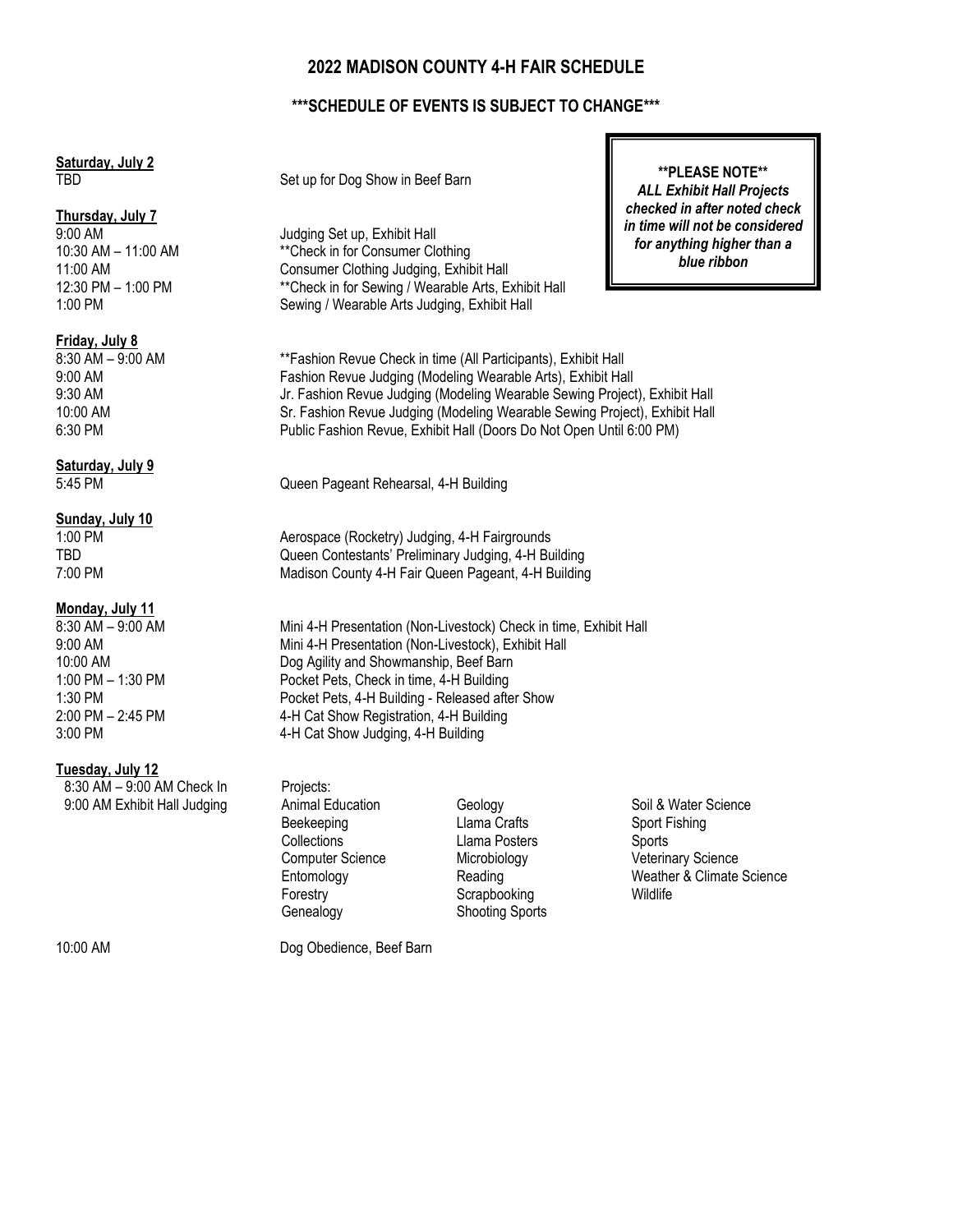# 2022 MADISON COUNTY 4-H FAIR SCHEDULE

## ***SCHEDULE OF EVENTS IS SUBJECT TO CHANGE***

> **\*\*PLEASE NOTE\*\***
> ***ALL Exhibit Hall Projects checked in after noted check in time will not be considered for anything higher than a blue ribbon***

**Saturday, July 2**

| | |
|---|---|
| TBD | Set up for Dog Show in Beef Barn |

**Thursday, July 7**

| | |
|---|---|
| 9:00 AM | Judging Set up, Exhibit Hall |
| 10:30 AM – 11:00 AM | **Check in for Consumer Clothing |
| 11:00 AM | Consumer Clothing Judging, Exhibit Hall |
| 12:30 PM – 1:00 PM | **Check in for Sewing / Wearable Arts, Exhibit Hall |
| 1:00 PM | Sewing / Wearable Arts Judging, Exhibit Hall |

**Friday, July 8**

| | |
|---|---|
| 8:30 AM – 9:00 AM | **Fashion Revue Check in time (All Participants), Exhibit Hall |
| 9:00 AM | Fashion Revue Judging (Modeling Wearable Arts), Exhibit Hall |
| 9:30 AM | Jr. Fashion Revue Judging (Modeling Wearable Sewing Project), Exhibit Hall |
| 10:00 AM | Sr. Fashion Revue Judging (Modeling Wearable Sewing Project), Exhibit Hall |
| 6:30 PM | Public Fashion Revue, Exhibit Hall (Doors Do Not Open Until 6:00 PM) |

**Saturday, July 9**

| | |
|---|---|
| 5:45 PM | Queen Pageant Rehearsal, 4-H Building |

**Sunday, July 10**

| | |
|---|---|
| 1:00 PM | Aerospace (Rocketry) Judging, 4-H Fairgrounds |
| TBD | Queen Contestants' Preliminary Judging, 4-H Building |
| 7:00 PM | Madison County 4-H Fair Queen Pageant, 4-H Building |

**Monday, July 11**

| | |
|---|---|
| 8:30 AM – 9:00 AM | Mini 4-H Presentation (Non-Livestock) Check in time, Exhibit Hall |
| 9:00 AM | Mini 4-H Presentation (Non-Livestock), Exhibit Hall |
| 10:00 AM | Dog Agility and Showmanship, Beef Barn |
| 1:00 PM – 1:30 PM | Pocket Pets, Check in time, 4-H Building |
| 1:30 PM | Pocket Pets, 4-H Building - Released after Show |
| 2:00 PM – 2:45 PM | 4-H Cat Show Registration, 4-H Building |
| 3:00 PM | 4-H Cat Show Judging, 4-H Building |

**Tuesday, July 12**

8:30 AM – 9:00 AM Check In
9:00 AM Exhibit Hall Judging

Projects:

| | | |
|---|---|---|
| Animal Education | Geology | Soil & Water Science |
| Beekeeping | Llama Crafts | Sport Fishing |
| Collections | Llama Posters | Sports |
| Computer Science | Microbiology | Veterinary Science |
| Entomology | Reading | Weather & Climate Science |
| Forestry | Scrapbooking | Wildlife |
| Genealogy | Shooting Sports | |

| | |
|---|---|
| 10:00 AM | Dog Obedience, Beef Barn |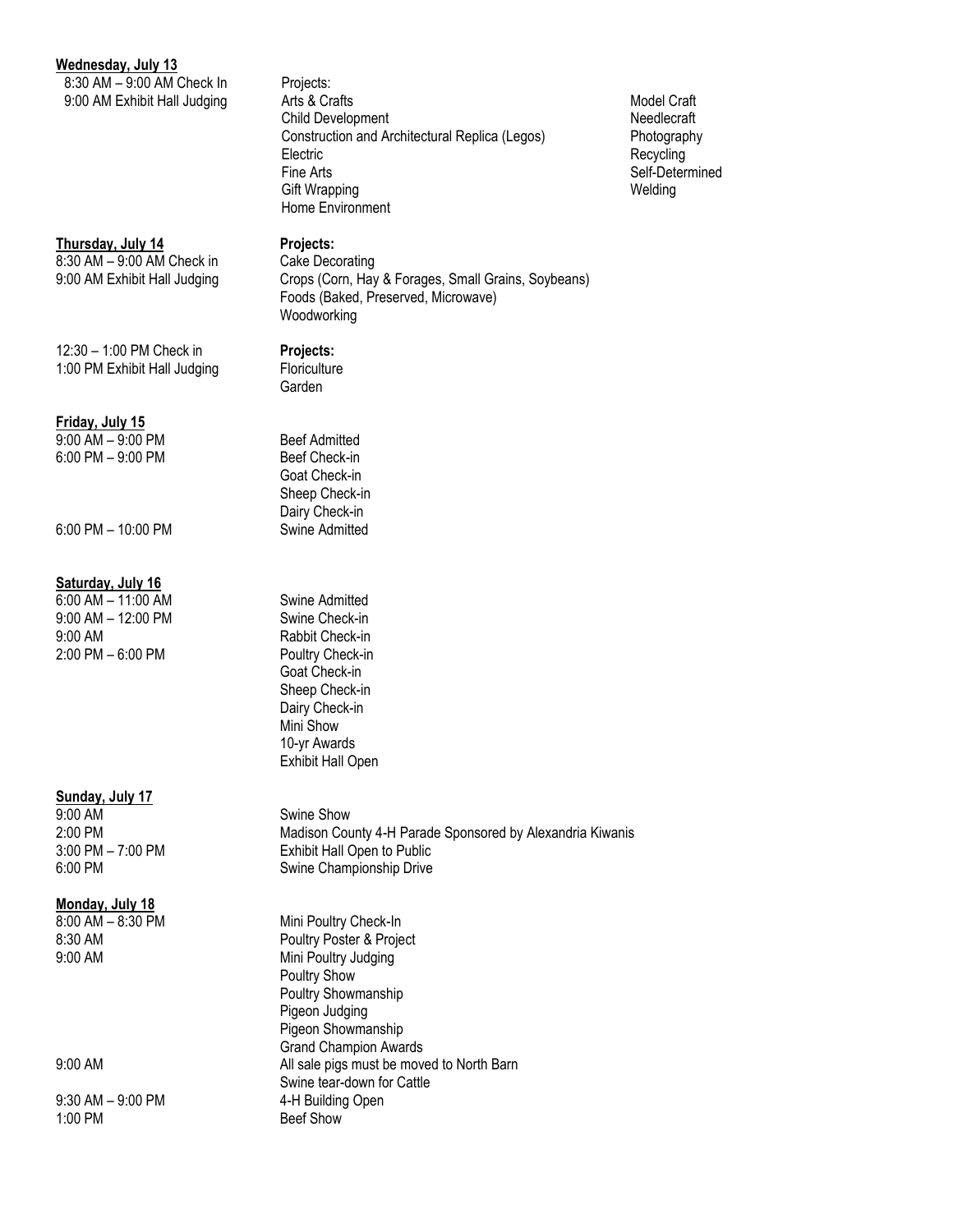**Wednesday, July 13**

8:30 AM – 9:00 AM Check In
9:00 AM Exhibit Hall Judging

Projects:
- Arts & Crafts
- Child Development
- Construction and Architectural Replica (Legos)
- Electric
- Fine Arts
- Gift Wrapping
- Home Environment
- Model Craft
- Needlecraft
- Photography
- Recycling
- Self-Determined
- Welding

**Thursday, July 14**

8:30 AM – 9:00 AM Check in
9:00 AM Exhibit Hall Judging

**Projects:**
- Cake Decorating
- Crops (Corn, Hay & Forages, Small Grains, Soybeans)
- Foods (Baked, Preserved, Microwave)
- Woodworking

12:30 – 1:00 PM Check in
1:00 PM Exhibit Hall Judging

**Projects:**
- Floriculture
- Garden

**Friday, July 15**

| | |
|---|---|
| 9:00 AM – 9:00 PM | Beef Admitted |
| 6:00 PM – 9:00 PM | Beef Check-in<br>Goat Check-in<br>Sheep Check-in<br>Dairy Check-in |
| 6:00 PM – 10:00 PM | Swine Admitted |

**Saturday, July 16**

| | |
|---|---|
| 6:00 AM – 11:00 AM | Swine Admitted |
| 9:00 AM – 12:00 PM | Swine Check-in |
| 9:00 AM | Rabbit Check-in |
| 2:00 PM – 6:00 PM | Poultry Check-in<br>Goat Check-in<br>Sheep Check-in<br>Dairy Check-in<br>Mini Show<br>10-yr Awards<br>Exhibit Hall Open |

**Sunday, July 17**

| | |
|---|---|
| 9:00 AM | Swine Show |
| 2:00 PM | Madison County 4-H Parade Sponsored by Alexandria Kiwanis |
| 3:00 PM – 7:00 PM | Exhibit Hall Open to Public |
| 6:00 PM | Swine Championship Drive |

**Monday, July 18**

| | |
|---|---|
| 8:00 AM – 8:30 PM | Mini Poultry Check-In |
| 8:30 AM | Poultry Poster & Project |
| 9:00 AM | Mini Poultry Judging<br>Poultry Show<br>Poultry Showmanship<br>Pigeon Judging<br>Pigeon Showmanship<br>Grand Champion Awards |
| 9:00 AM | All sale pigs must be moved to North Barn<br>Swine tear-down for Cattle |
| 9:30 AM – 9:00 PM | 4-H Building Open |
| 1:00 PM | Beef Show |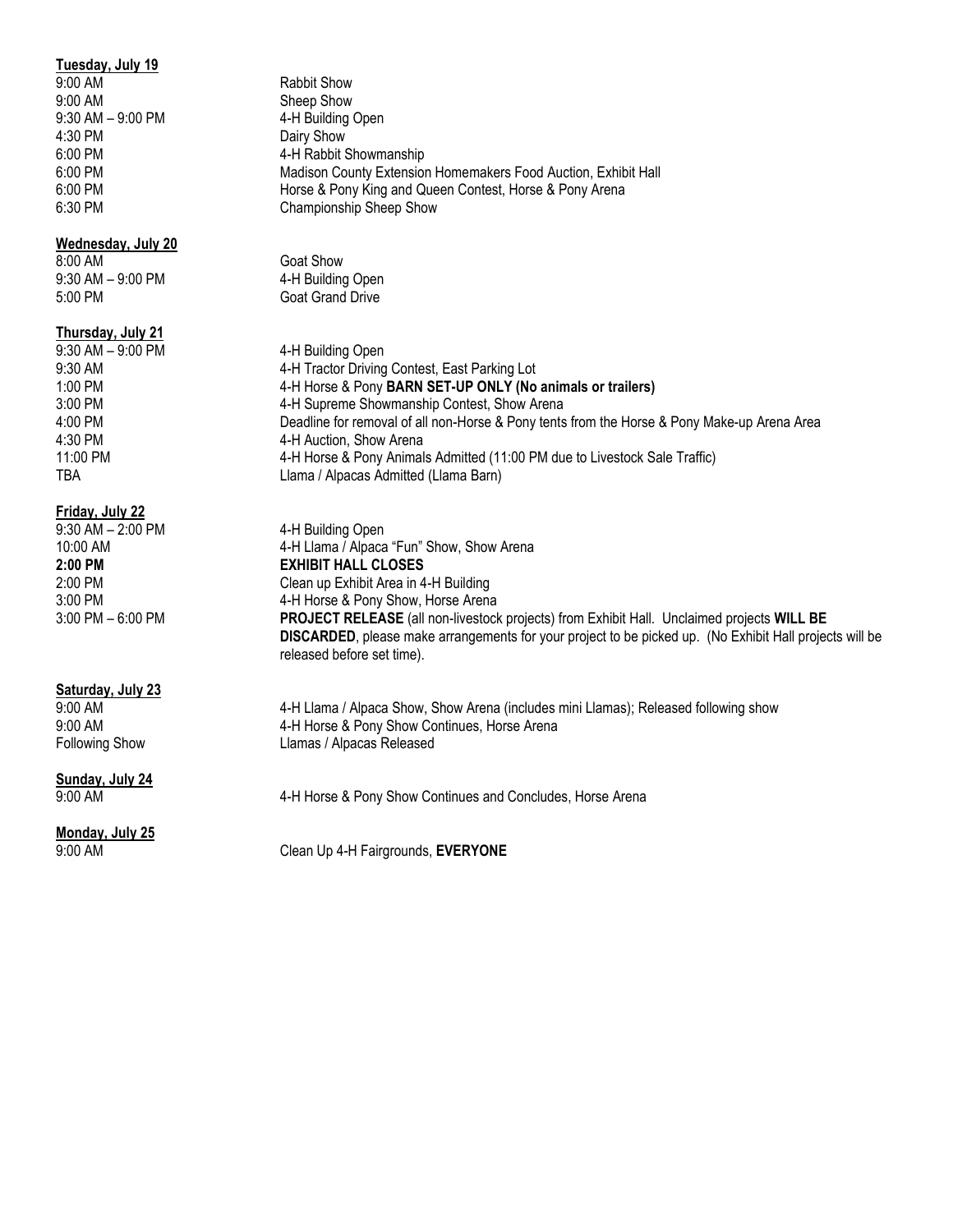**Tuesday, July 19**

| | |
|---|---|
| 9:00 AM | Rabbit Show |
| 9:00 AM | Sheep Show |
| 9:30 AM – 9:00 PM | 4-H Building Open |
| 4:30 PM | Dairy Show |
| 6:00 PM | 4-H Rabbit Showmanship |
| 6:00 PM | Madison County Extension Homemakers Food Auction, Exhibit Hall |
| 6:00 PM | Horse & Pony King and Queen Contest, Horse & Pony Arena |
| 6:30 PM | Championship Sheep Show |

**Wednesday, July 20**

| | |
|---|---|
| 8:00 AM | Goat Show |
| 9:30 AM – 9:00 PM | 4-H Building Open |
| 5:00 PM | Goat Grand Drive |

**Thursday, July 21**

| | |
|---|---|
| 9:30 AM – 9:00 PM | 4-H Building Open |
| 9:30 AM | 4-H Tractor Driving Contest, East Parking Lot |
| 1:00 PM | 4-H Horse & Pony **BARN SET-UP ONLY (No animals or trailers)** |
| 3:00 PM | 4-H Supreme Showmanship Contest, Show Arena |
| 4:00 PM | Deadline for removal of all non-Horse & Pony tents from the Horse & Pony Make-up Arena Area |
| 4:30 PM | 4-H Auction, Show Arena |
| 11:00 PM | 4-H Horse & Pony Animals Admitted (11:00 PM due to Livestock Sale Traffic) |
| TBA | Llama / Alpacas Admitted (Llama Barn) |

**Friday, July 22**

| | |
|---|---|
| 9:30 AM – 2:00 PM | 4-H Building Open |
| 10:00 AM | 4-H Llama / Alpaca "Fun" Show, Show Arena |
| **2:00 PM** | **EXHIBIT HALL CLOSES** |
| 2:00 PM | Clean up Exhibit Area in 4-H Building |
| 3:00 PM | 4-H Horse & Pony Show, Horse Arena |
| 3:00 PM – 6:00 PM | **PROJECT RELEASE** (all non-livestock projects) from Exhibit Hall. Unclaimed projects **WILL BE DISCARDED**, please make arrangements for your project to be picked up. (No Exhibit Hall projects will be released before set time). |

**Saturday, July 23**

| | |
|---|---|
| 9:00 AM | 4-H Llama / Alpaca Show, Show Arena (includes mini Llamas); Released following show |
| 9:00 AM | 4-H Horse & Pony Show Continues, Horse Arena |
| Following Show | Llamas / Alpacas Released |

**Sunday, July 24**

| | |
|---|---|
| 9:00 AM | 4-H Horse & Pony Show Continues and Concludes, Horse Arena |

**Monday, July 25**

| | |
|---|---|
| 9:00 AM | Clean Up 4-H Fairgrounds, **EVERYONE** |